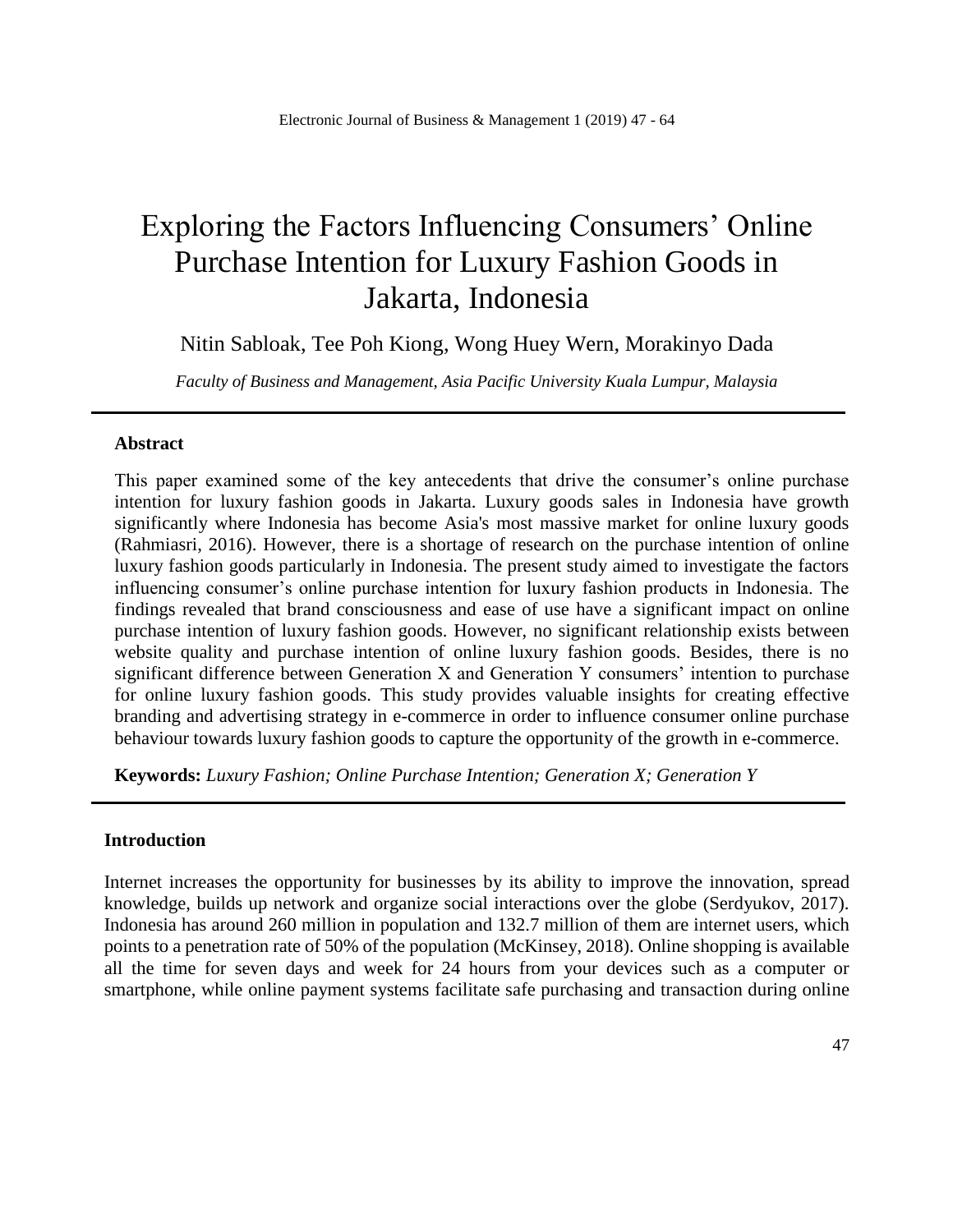# Exploring the Factors Influencing Consumers' Online Purchase Intention for Luxury Fashion Goods in Jakarta, Indonesia

Nitin Sabloak, Tee Poh Kiong, Wong Huey Wern, Morakinyo Dada

*Faculty of Business and Management, Asia Pacific University Kuala Lumpur, Malaysia*

---

### Abstract

This paper examined some of the key antecedents that drive the consumer's online purchase intention for luxury fashion goods in Jakarta. Luxury goods sales in Indonesia have growth significantly where Indonesia has become Asia's most massive market for online luxury goods (Rahmiasri, 2016). However, there is a shortage of research on the purchase intention of online luxury fashion goods particularly in Indonesia. The present study aimed to investigate the factors influencing consumer's online purchase intention for luxury fashion products in Indonesia. The findings revealed that brand consciousness and ease of use have a significant impact on online purchase intention of luxury fashion goods. However, no significant relationship exists between website quality and purchase intention of online luxury fashion goods. Besides, there is no significant difference between Generation X and Generation Y consumers' intention to purchase for online luxury fashion goods. This study provides valuable insights for creating effective branding and advertising strategy in e-commerce in order to influence consumer online purchase behaviour towards luxury fashion goods to capture the opportunity of the growth in e-commerce.

**Keywords:** *Luxury Fashion; Online Purchase Intention; Generation X; Generation Y*

---

### Introduction

Internet increases the opportunity for businesses by its ability to improve the innovation, spread knowledge, builds up network and organize social interactions over the globe (Serdyukov, 2017). Indonesia has around 260 million in population and 132.7 million of them are internet users, which points to a penetration rate of 50% of the population (McKinsey, 2018). Online shopping is available all the time for seven days and week for 24 hours from your devices such as a computer or smartphone, while online payment systems facilitate safe purchasing and transaction during online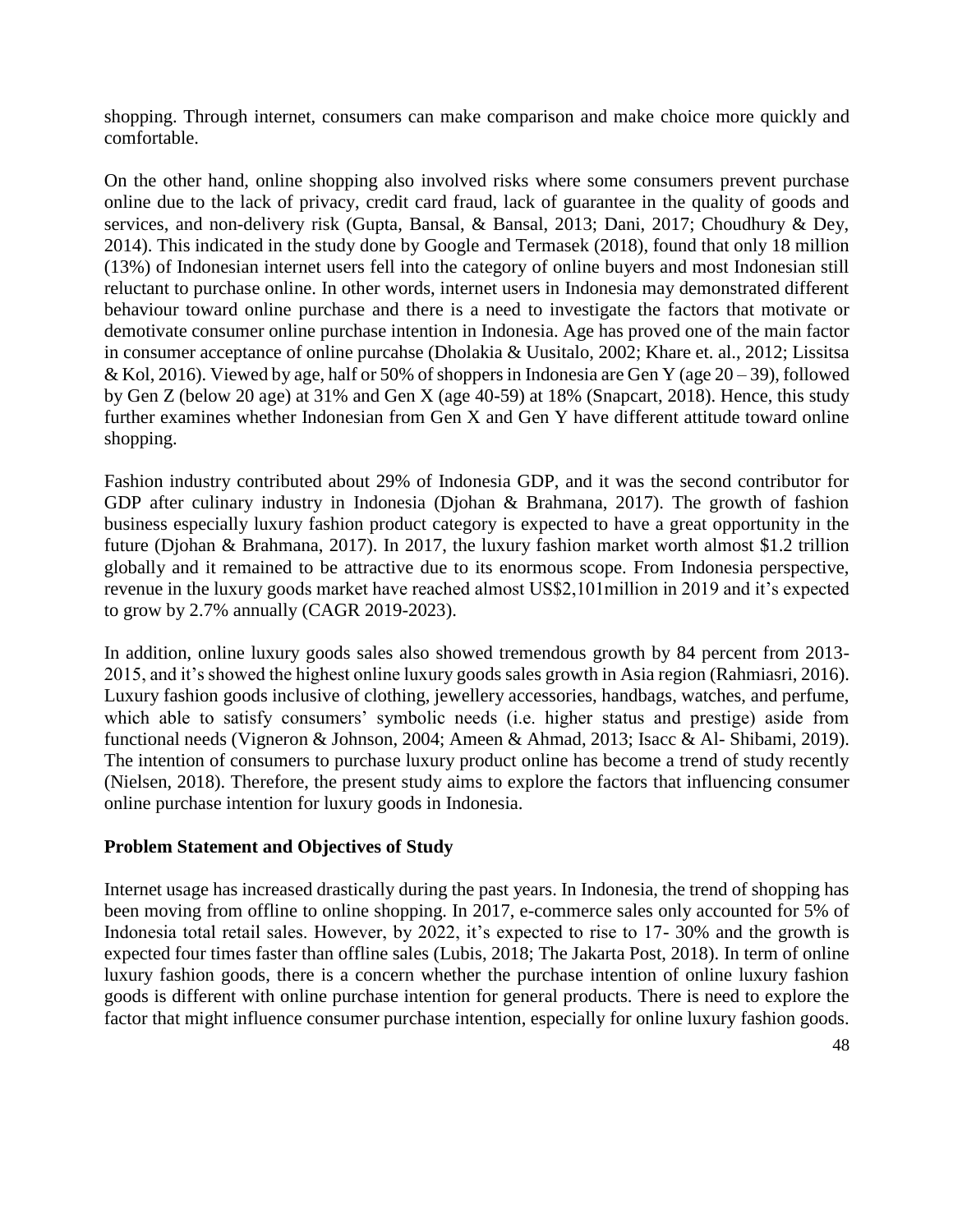shopping. Through internet, consumers can make comparison and make choice more quickly and comfortable.

On the other hand, online shopping also involved risks where some consumers prevent purchase online due to the lack of privacy, credit card fraud, lack of guarantee in the quality of goods and services, and non-delivery risk (Gupta, Bansal, & Bansal, 2013; Dani, 2017; Choudhury & Dey, 2014). This indicated in the study done by Google and Termasek (2018), found that only 18 million (13%) of Indonesian internet users fell into the category of online buyers and most Indonesian still reluctant to purchase online. In other words, internet users in Indonesia may demonstrated different behaviour toward online purchase and there is a need to investigate the factors that motivate or demotivate consumer online purchase intention in Indonesia. Age has proved one of the main factor in consumer acceptance of online purcahse (Dholakia & Uusitalo, 2002; Khare et. al., 2012; Lissitsa & Kol, 2016). Viewed by age, half or 50% of shoppers in Indonesia are Gen Y (age 20 – 39), followed by Gen Z (below 20 age) at 31% and Gen X (age 40-59) at 18% (Snapcart, 2018). Hence, this study further examines whether Indonesian from Gen X and Gen Y have different attitude toward online shopping.

Fashion industry contributed about 29% of Indonesia GDP, and it was the second contributor for GDP after culinary industry in Indonesia (Djohan & Brahmana, 2017). The growth of fashion business especially luxury fashion product category is expected to have a great opportunity in the future (Djohan & Brahmana, 2017). In 2017, the luxury fashion market worth almost $1.2 trillion globally and it remained to be attractive due to its enormous scope. From Indonesia perspective, revenue in the luxury goods market have reached almost US$2,101million in 2019 and it's expected to grow by 2.7% annually (CAGR 2019-2023).

In addition, online luxury goods sales also showed tremendous growth by 84 percent from 2013-2015, and it's showed the highest online luxury goods sales growth in Asia region (Rahmiasri, 2016). Luxury fashion goods inclusive of clothing, jewellery accessories, handbags, watches, and perfume, which able to satisfy consumers' symbolic needs (i.e. higher status and prestige) aside from functional needs (Vigneron & Johnson, 2004; Ameen & Ahmad, 2013; Isacc & Al- Shibami, 2019). The intention of consumers to purchase luxury product online has become a trend of study recently (Nielsen, 2018). Therefore, the present study aims to explore the factors that influencing consumer online purchase intention for luxury goods in Indonesia.

## Problem Statement and Objectives of Study

Internet usage has increased drastically during the past years. In Indonesia, the trend of shopping has been moving from offline to online shopping. In 2017, e-commerce sales only accounted for 5% of Indonesia total retail sales. However, by 2022, it's expected to rise to 17- 30% and the growth is expected four times faster than offline sales (Lubis, 2018; The Jakarta Post, 2018). In term of online luxury fashion goods, there is a concern whether the purchase intention of online luxury fashion goods is different with online purchase intention for general products. There is need to explore the factor that might influence consumer purchase intention, especially for online luxury fashion goods.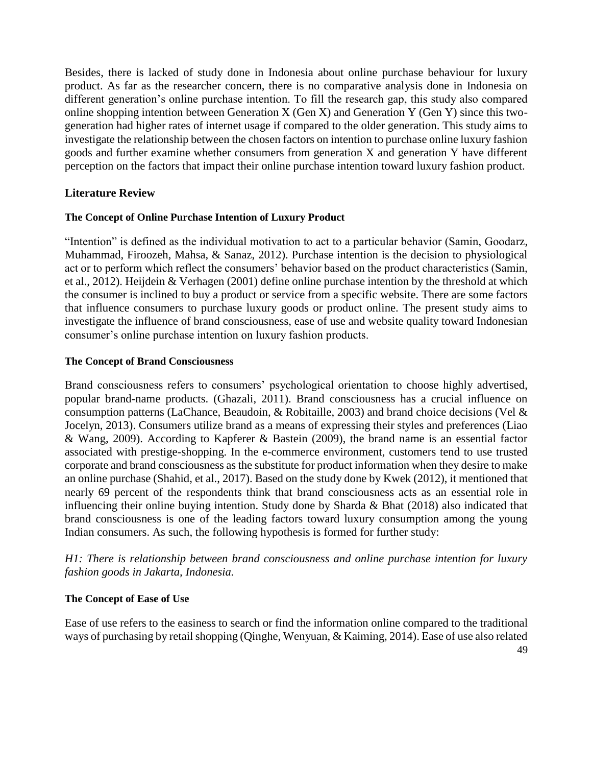Besides, there is lacked of study done in Indonesia about online purchase behaviour for luxury product. As far as the researcher concern, there is no comparative analysis done in Indonesia on different generation's online purchase intention. To fill the research gap, this study also compared online shopping intention between Generation X (Gen X) and Generation Y (Gen Y) since this two-generation had higher rates of internet usage if compared to the older generation. This study aims to investigate the relationship between the chosen factors on intention to purchase online luxury fashion goods and further examine whether consumers from generation X and generation Y have different perception on the factors that impact their online purchase intention toward luxury fashion product.

## Literature Review

### The Concept of Online Purchase Intention of Luxury Product

"Intention" is defined as the individual motivation to act to a particular behavior (Samin, Goodarz, Muhammad, Firoozeh, Mahsa, & Sanaz, 2012). Purchase intention is the decision to physiological act or to perform which reflect the consumers' behavior based on the product characteristics (Samin, et al., 2012). Heijdein & Verhagen (2001) define online purchase intention by the threshold at which the consumer is inclined to buy a product or service from a specific website. There are some factors that influence consumers to purchase luxury goods or product online. The present study aims to investigate the influence of brand consciousness, ease of use and website quality toward Indonesian consumer's online purchase intention on luxury fashion products.

### The Concept of Brand Consciousness

Brand consciousness refers to consumers' psychological orientation to choose highly advertised, popular brand-name products. (Ghazali, 2011). Brand consciousness has a crucial influence on consumption patterns (LaChance, Beaudoin, & Robitaille, 2003) and brand choice decisions (Vel & Jocelyn, 2013). Consumers utilize brand as a means of expressing their styles and preferences (Liao & Wang, 2009). According to Kapferer & Bastein (2009), the brand name is an essential factor associated with prestige-shopping. In the e-commerce environment, customers tend to use trusted corporate and brand consciousness as the substitute for product information when they desire to make an online purchase (Shahid, et al., 2017). Based on the study done by Kwek (2012), it mentioned that nearly 69 percent of the respondents think that brand consciousness acts as an essential role in influencing their online buying intention. Study done by Sharda & Bhat (2018) also indicated that brand consciousness is one of the leading factors toward luxury consumption among the young Indian consumers. As such, the following hypothesis is formed for further study:

*H1: There is relationship between brand consciousness and online purchase intention for luxury fashion goods in Jakarta, Indonesia.*

### The Concept of Ease of Use

Ease of use refers to the easiness to search or find the information online compared to the traditional ways of purchasing by retail shopping (Qinghe, Wenyuan, & Kaiming, 2014). Ease of use also related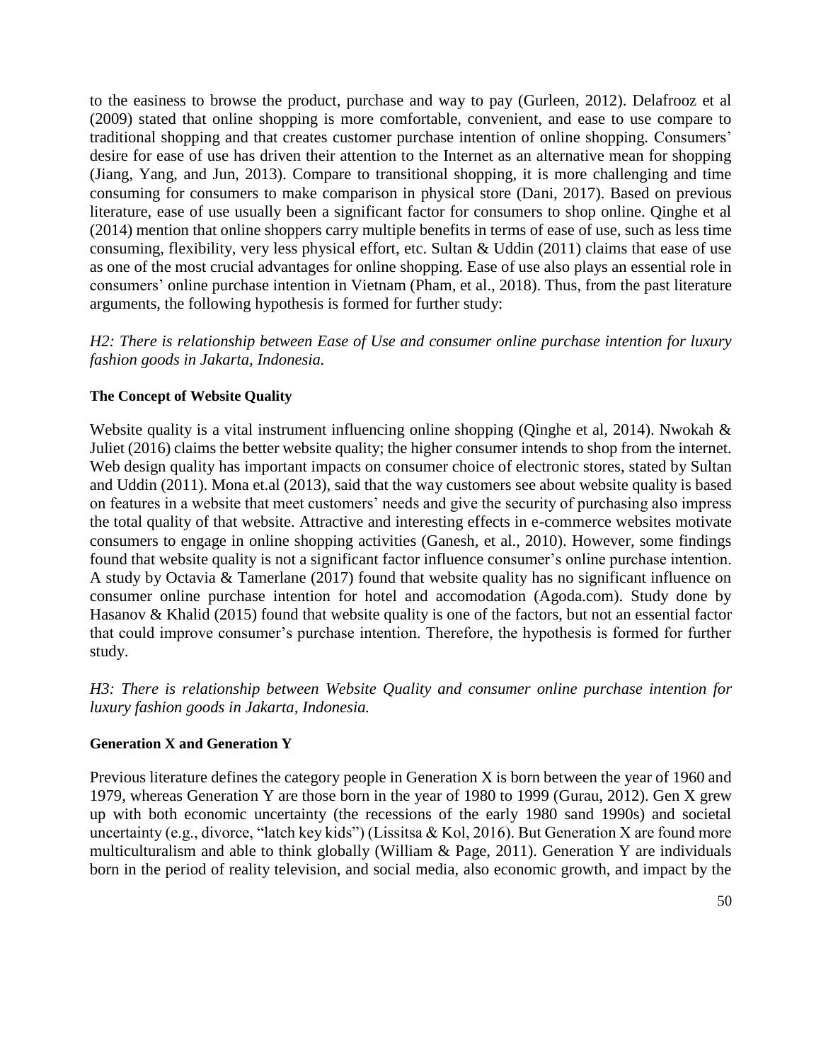to the easiness to browse the product, purchase and way to pay (Gurleen, 2012). Delafrooz et al (2009) stated that online shopping is more comfortable, convenient, and ease to use compare to traditional shopping and that creates customer purchase intention of online shopping. Consumers' desire for ease of use has driven their attention to the Internet as an alternative mean for shopping (Jiang, Yang, and Jun, 2013). Compare to transitional shopping, it is more challenging and time consuming for consumers to make comparison in physical store (Dani, 2017). Based on previous literature, ease of use usually been a significant factor for consumers to shop online. Qinghe et al (2014) mention that online shoppers carry multiple benefits in terms of ease of use, such as less time consuming, flexibility, very less physical effort, etc. Sultan & Uddin (2011) claims that ease of use as one of the most crucial advantages for online shopping. Ease of use also plays an essential role in consumers' online purchase intention in Vietnam (Pham, et al., 2018). Thus, from the past literature arguments, the following hypothesis is formed for further study:

*H2: There is relationship between Ease of Use and consumer online purchase intention for luxury fashion goods in Jakarta, Indonesia.*

**The Concept of Website Quality**

Website quality is a vital instrument influencing online shopping (Qinghe et al, 2014). Nwokah & Juliet (2016) claims the better website quality; the higher consumer intends to shop from the internet. Web design quality has important impacts on consumer choice of electronic stores, stated by Sultan and Uddin (2011). Mona et.al (2013), said that the way customers see about website quality is based on features in a website that meet customers' needs and give the security of purchasing also impress the total quality of that website. Attractive and interesting effects in e-commerce websites motivate consumers to engage in online shopping activities (Ganesh, et al., 2010). However, some findings found that website quality is not a significant factor influence consumer's online purchase intention. A study by Octavia & Tamerlane (2017) found that website quality has no significant influence on consumer online purchase intention for hotel and accomodation (Agoda.com). Study done by Hasanov & Khalid (2015) found that website quality is one of the factors, but not an essential factor that could improve consumer's purchase intention. Therefore, the hypothesis is formed for further study.

*H3: There is relationship between Website Quality and consumer online purchase intention for luxury fashion goods in Jakarta, Indonesia.*

**Generation X and Generation Y**

Previous literature defines the category people in Generation X is born between the year of 1960 and 1979, whereas Generation Y are those born in the year of 1980 to 1999 (Gurau, 2012). Gen X grew up with both economic uncertainty (the recessions of the early 1980 sand 1990s) and societal uncertainty (e.g., divorce, "latch key kids") (Lissitsa & Kol, 2016). But Generation X are found more multiculturalism and able to think globally (William & Page, 2011). Generation Y are individuals born in the period of reality television, and social media, also economic growth, and impact by the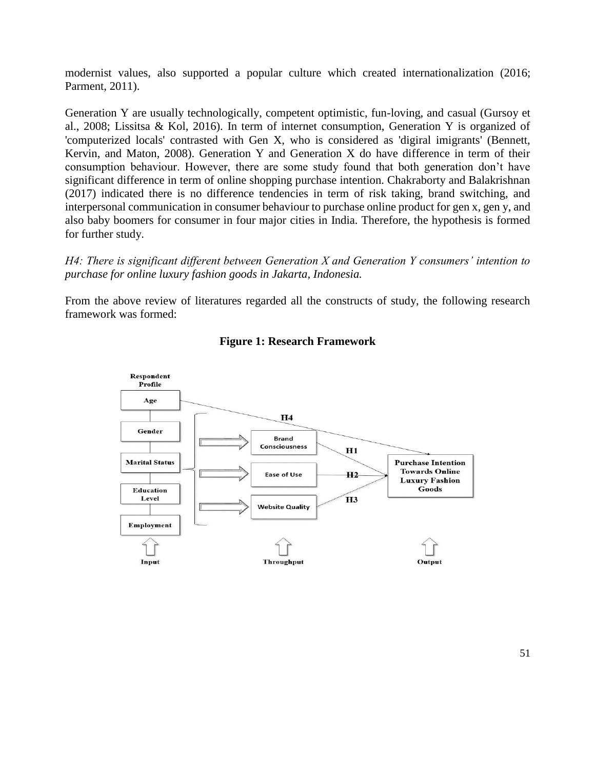modernist values, also supported a popular culture which created internationalization (2016; Parment, 2011).

Generation Y are usually technologically, competent optimistic, fun-loving, and casual (Gursoy et al., 2008; Lissitsa & Kol, 2016). In term of internet consumption, Generation Y is organized of 'computerized locals' contrasted with Gen X, who is considered as 'digiral imigrants' (Bennett, Kervin, and Maton, 2008). Generation Y and Generation X do have difference in term of their consumption behaviour. However, there are some study found that both generation don't have significant difference in term of online shopping purchase intention. Chakraborty and Balakrishnan (2017) indicated there is no difference tendencies in term of risk taking, brand switching, and interpersonal communication in consumer behaviour to purchase online product for gen x, gen y, and also baby boomers for consumer in four major cities in India. Therefore, the hypothesis is formed for further study.

*H4: There is significant different between Generation X and Generation Y consumers' intention to purchase for online luxury fashion goods in Jakarta, Indonesia.*

From the above review of literatures regarded all the constructs of study, the following research framework was formed:

**Figure 1: Research Framework**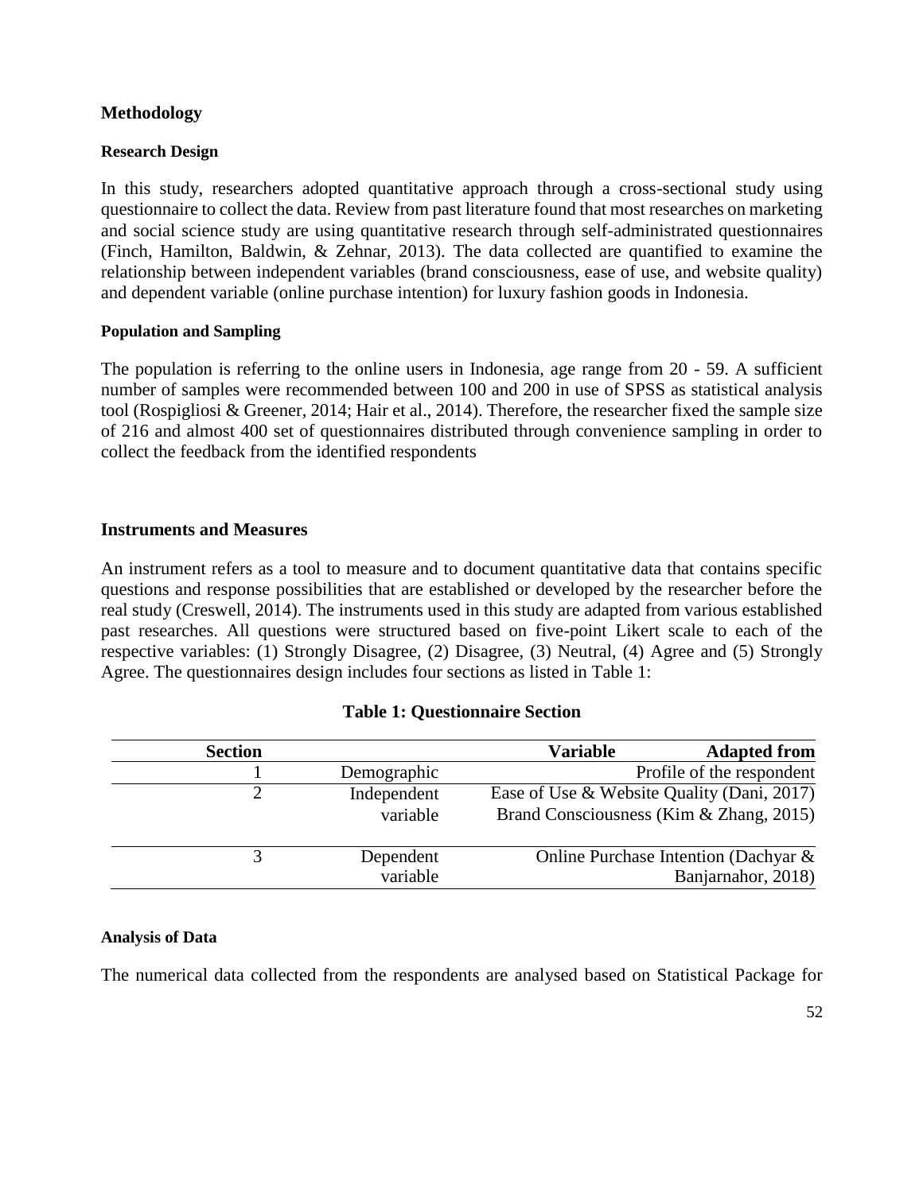## Methodology

### Research Design

In this study, researchers adopted quantitative approach through a cross-sectional study using questionnaire to collect the data. Review from past literature found that most researches on marketing and social science study are using quantitative research through self-administrated questionnaires (Finch, Hamilton, Baldwin, & Zehnar, 2013). The data collected are quantified to examine the relationship between independent variables (brand consciousness, ease of use, and website quality) and dependent variable (online purchase intention) for luxury fashion goods in Indonesia.

### Population and Sampling

The population is referring to the online users in Indonesia, age range from 20 - 59. A sufficient number of samples were recommended between 100 and 200 in use of SPSS as statistical analysis tool (Rospigliosi & Greener, 2014; Hair et al., 2014). Therefore, the researcher fixed the sample size of 216 and almost 400 set of questionnaires distributed through convenience sampling in order to collect the feedback from the identified respondents

### Instruments and Measures

An instrument refers as a tool to measure and to document quantitative data that contains specific questions and response possibilities that are established or developed by the researcher before the real study (Creswell, 2014). The instruments used in this study are adapted from various established past researches. All questions were structured based on five-point Likert scale to each of the respective variables: (1) Strongly Disagree, (2) Disagree, (3) Neutral, (4) Agree and (5) Strongly Agree. The questionnaires design includes four sections as listed in Table 1:

**Table 1: Questionnaire Section**

| Section | Variable | Adapted from |
|---|---|---|
| 1 | Demographic | Profile of the respondent |
| 2 | Independent variable | Ease of Use & Website Quality (Dani, 2017) Brand Consciousness (Kim & Zhang, 2015) |
| 3 | Dependent variable | Online Purchase Intention (Dachyar & Banjarnahor, 2018) |

### Analysis of Data

The numerical data collected from the respondents are analysed based on Statistical Package for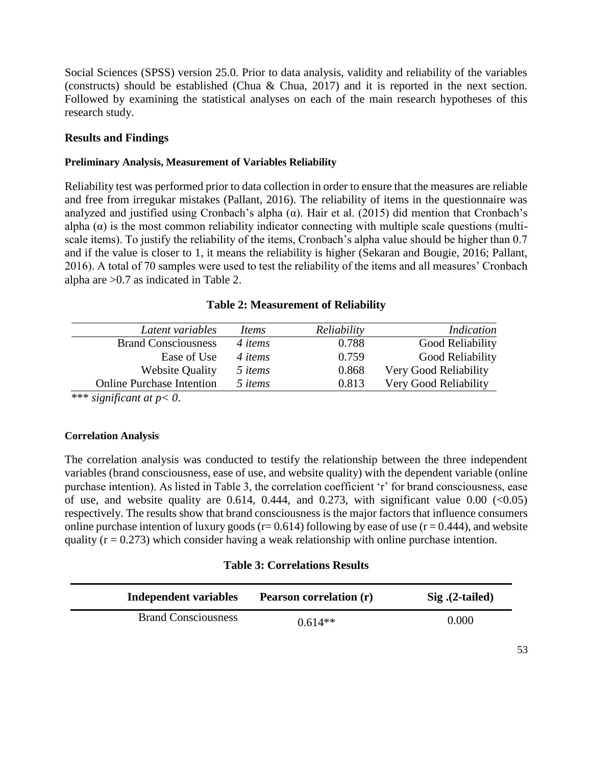Social Sciences (SPSS) version 25.0. Prior to data analysis, validity and reliability of the variables (constructs) should be established (Chua & Chua, 2017) and it is reported in the next section. Followed by examining the statistical analyses on each of the main research hypotheses of this research study.

## Results and Findings

### Preliminary Analysis, Measurement of Variables Reliability

Reliability test was performed prior to data collection in order to ensure that the measures are reliable and free from irregukar mistakes (Pallant, 2016). The reliability of items in the questionnaire was analyzed and justified using Cronbach's alpha (α). Hair et al. (2015) did mention that Cronbach's alpha (α) is the most common reliability indicator connecting with multiple scale questions (multi-scale items). To justify the reliability of the items, Cronbach's alpha value should be higher than 0.7 and if the value is closer to 1, it means the reliability is higher (Sekaran and Bougie, 2016; Pallant, 2016). A total of 70 samples were used to test the reliability of the items and all measures' Cronbach alpha are >0.7 as indicated in Table 2.

**Table 2: Measurement of Reliability**

| *Latent variables* | *Items* | *Reliability* | *Indication* |
|---|---|---|---|
| Brand Consciousness | *4 items* | 0.788 | Good Reliability |
| Ease of Use | *4 items* | 0.759 | Good Reliability |
| Website Quality | *5 items* | 0.868 | Very Good Reliability |
| Online Purchase Intention | *5 items* | 0.813 | Very Good Reliability |

*\*\*\* significant at p< 0.*

### Correlation Analysis

The correlation analysis was conducted to testify the relationship between the three independent variables (brand consciousness, ease of use, and website quality) with the dependent variable (online purchase intention). As listed in Table 3, the correlation coefficient 'r' for brand consciousness, ease of use, and website quality are 0.614, 0.444, and 0.273, with significant value 0.00 (<0.05) respectively. The results show that brand consciousness is the major factors that influence consumers online purchase intention of luxury goods (r= 0.614) following by ease of use (r = 0.444), and website quality (r = 0.273) which consider having a weak relationship with online purchase intention.

**Table 3: Correlations Results**

| Independent variables | Pearson correlation (r) | Sig .(2-tailed) |
|---|---|---|
| Brand Consciousness | 0.614** | 0.000 |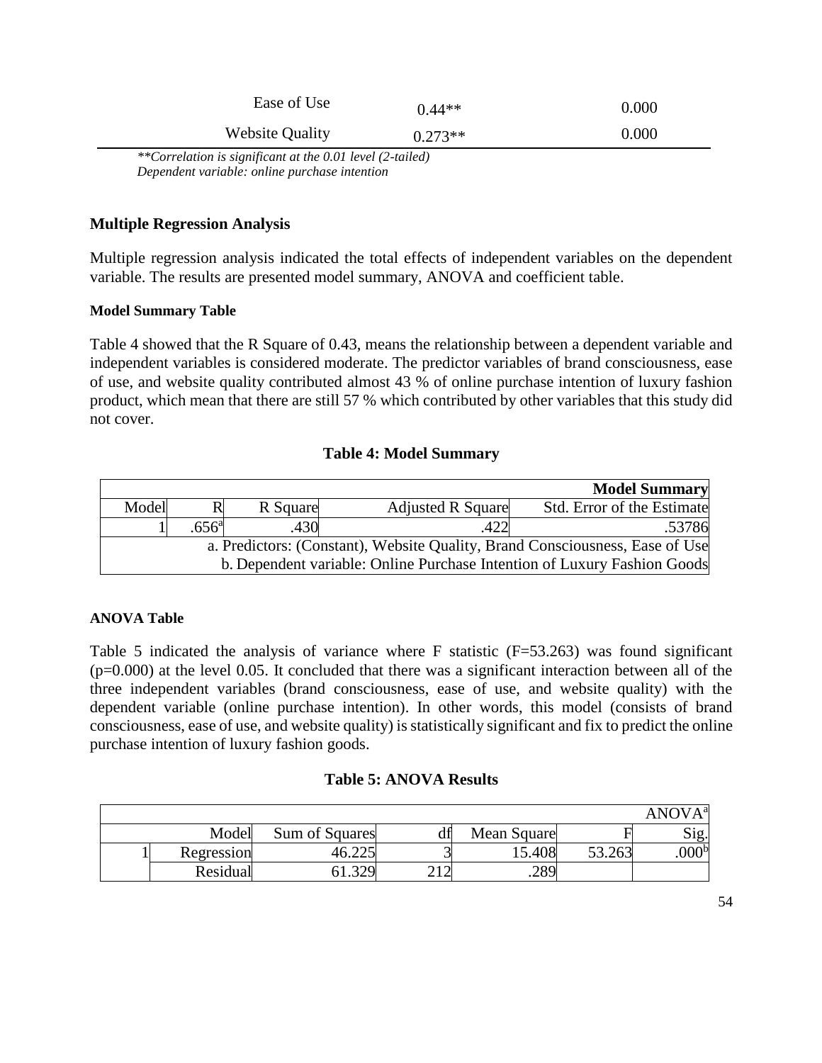| | | |
|---|---|---|
| Ease of Use | 0.44** | 0.000 |
| Website Quality | 0.273** | 0.000 |

*\*\*Correlation is significant at the 0.01 level (2-tailed)*
*Dependent variable: online purchase intention*

### Multiple Regression Analysis

Multiple regression analysis indicated the total effects of independent variables on the dependent variable. The results are presented model summary, ANOVA and coefficient table.

#### Model Summary Table

Table 4 showed that the R Square of 0.43, means the relationship between a dependent variable and independent variables is considered moderate. The predictor variables of brand consciousness, ease of use, and website quality contributed almost 43 % of online purchase intention of luxury fashion product, which mean that there are still 57 % which contributed by other variables that this study did not cover.

**Table 4: Model Summary**

| Model Summary | | | | |
|---|---|---|---|---|
| Model | R | R Square | Adjusted R Square | Std. Error of the Estimate |
| 1 | .656[a] | .430 | .422 | .53786 |
| a. Predictors: (Constant), Website Quality, Brand Consciousness, Ease of Use | | | | |
| b. Dependent variable: Online Purchase Intention of Luxury Fashion Goods | | | | |

#### ANOVA Table

Table 5 indicated the analysis of variance where F statistic (F=53.263) was found significant (p=0.000) at the level 0.05. It concluded that there was a significant interaction between all of the three independent variables (brand consciousness, ease of use, and website quality) with the dependent variable (online purchase intention). In other words, this model (consists of brand consciousness, ease of use, and website quality) is statistically significant and fix to predict the online purchase intention of luxury fashion goods.

**Table 5: ANOVA Results**

| ANOVA[a] | | | | | | |
|---|---|---|---|---|---|---|
| | Model | Sum of Squares | df | Mean Square | F | Sig. |
| 1 | Regression | 46.225 | 3 | 15.408 | 53.263 | .000[b] |
| | Residual | 61.329 | 212 | .289 | | |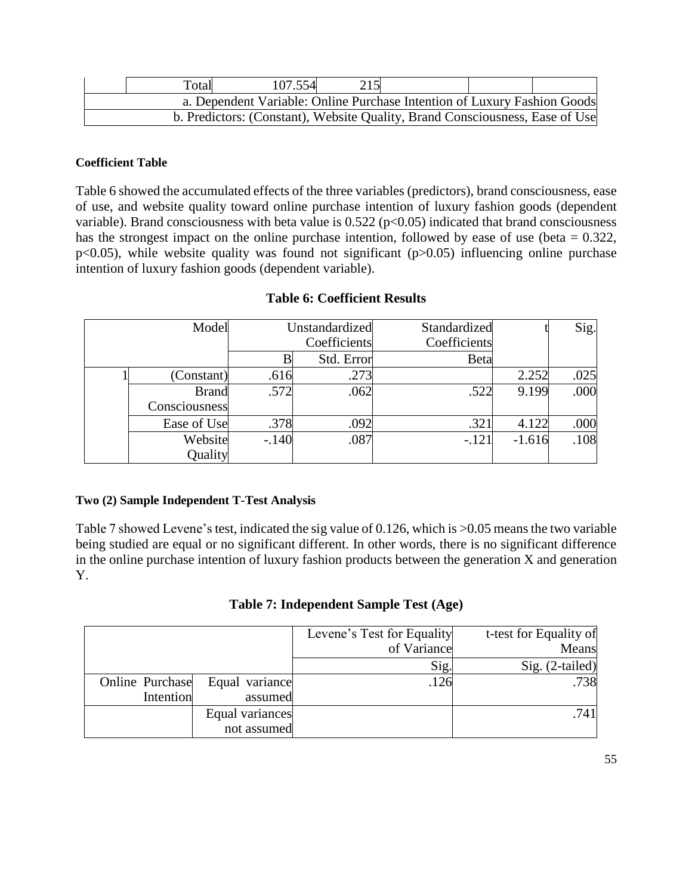| | Total | 107.554 | 215 | | | |
|---|---|---|---|---|---|---|
| a. Dependent Variable: Online Purchase Intention of Luxury Fashion Goods | | | | | | |
| b. Predictors: (Constant), Website Quality, Brand Consciousness, Ease of Use | | | | | | |

**Coefficient Table**

Table 6 showed the accumulated effects of the three variables (predictors), brand consciousness, ease of use, and website quality toward online purchase intention of luxury fashion goods (dependent variable). Brand consciousness with beta value is 0.522 ($p<0.05$) indicated that brand consciousness has the strongest impact on the online purchase intention, followed by ease of use (beta = 0.322, $p<0.05$), while website quality was found not significant ($p>0.05$) influencing online purchase intention of luxury fashion goods (dependent variable).

**Table 6: Coefficient Results**

| | Model | Unstandardized Coefficients | | Standardized Coefficients | t | Sig. |
|---|---|---|---|---|---|---|
| | | B | Std. Error | Beta | | |
| 1 | (Constant) | .616 | .273 | | 2.252 | .025 |
| | Brand Consciousness | .572 | .062 | .522 | 9.199 | .000 |
| | Ease of Use | .378 | .092 | .321 | 4.122 | .000 |
| | Website Quality | -.140 | .087 | -.121 | -1.616 | .108 |

**Two (2) Sample Independent T-Test Analysis**

Table 7 showed Levene's test, indicated the sig value of 0.126, which is >0.05 means the two variable being studied are equal or no significant different. In other words, there is no significant difference in the online purchase intention of luxury fashion products between the generation X and generation Y.

**Table 7: Independent Sample Test (Age)**

| | | Levene's Test for Equality of Variance | t-test for Equality of Means |
|---|---|---|---|
| | | Sig. | Sig. (2-tailed) |
| Online Purchase Intention | Equal variance assumed | .126 | .738 |
| | Equal variances not assumed | | .741 |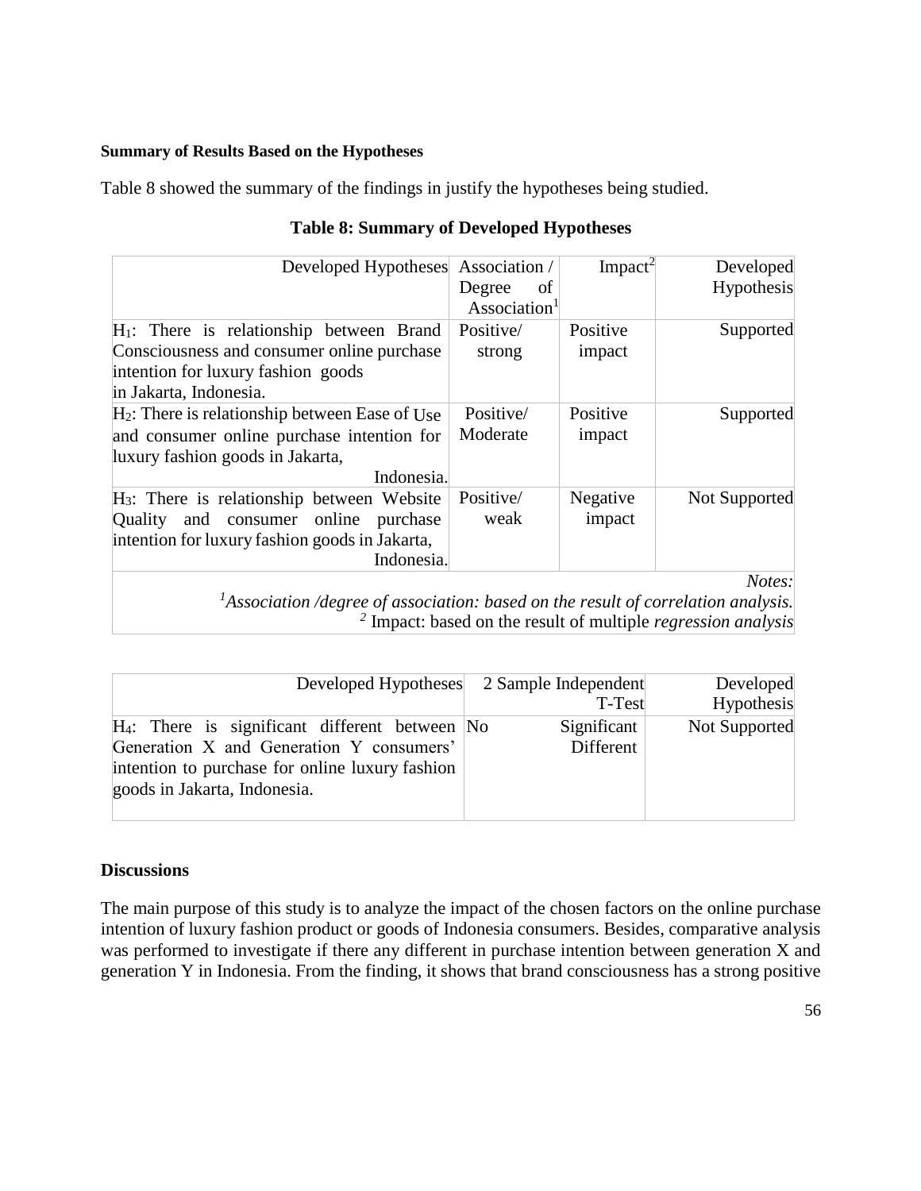**Summary of Results Based on the Hypotheses**

Table 8 showed the summary of the findings in justify the hypotheses being studied.

**Table 8: Summary of Developed Hypotheses**

| Developed Hypotheses | Association / Degree of Association[1] | Impact[2] | Developed Hypothesis |
|---|---|---|---|
| $H_1$: There is relationship between Brand Consciousness and consumer online purchase intention for luxury fashion goods in Jakarta, Indonesia. | Positive/ strong | Positive impact | Supported |
| $H_2$: There is relationship between Ease of Use and consumer online purchase intention for luxury fashion goods in Jakarta, Indonesia. | Positive/ Moderate | Positive impact | Supported |
| $H_3$: There is relationship between Website Quality and consumer online purchase intention for luxury fashion goods in Jakarta, Indonesia. | Positive/ weak | Negative impact | Not Supported |

*Notes:*
[1]*Association /degree of association: based on the result of correlation analysis.*
[2] Impact: based on the result of multiple *regression analysis*

| Developed Hypotheses | 2 Sample Independent T-Test | Developed Hypothesis |
|---|---|---|
| $H_4$: There is significant different between Generation X and Generation Y consumers' intention to purchase for online luxury fashion goods in Jakarta, Indonesia. | No Significant Different | Not Supported |

## Discussions

The main purpose of this study is to analyze the impact of the chosen factors on the online purchase intention of luxury fashion product or goods of Indonesia consumers. Besides, comparative analysis was performed to investigate if there any different in purchase intention between generation X and generation Y in Indonesia. From the finding, it shows that brand consciousness has a strong positive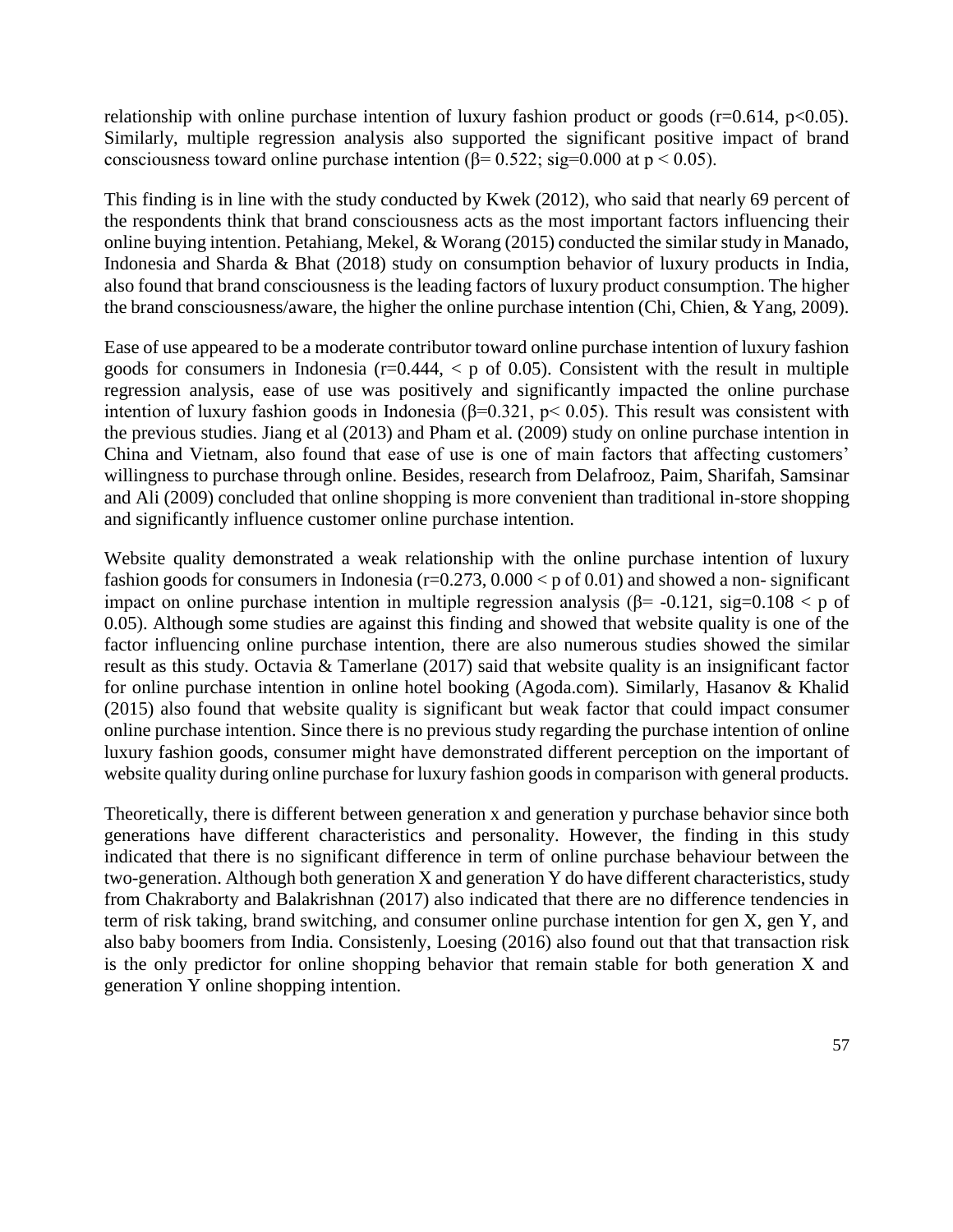relationship with online purchase intention of luxury fashion product or goods ($r=0.614$, $p<0.05$). Similarly, multiple regression analysis also supported the significant positive impact of brand consciousness toward online purchase intention ($\beta= 0.522$; sig=0.000 at $p < 0.05$).

This finding is in line with the study conducted by Kwek (2012), who said that nearly 69 percent of the respondents think that brand consciousness acts as the most important factors influencing their online buying intention. Petahiang, Mekel, & Worang (2015) conducted the similar study in Manado, Indonesia and Sharda & Bhat (2018) study on consumption behavior of luxury products in India, also found that brand consciousness is the leading factors of luxury product consumption. The higher the brand consciousness/aware, the higher the online purchase intention (Chi, Chien, & Yang, 2009).

Ease of use appeared to be a moderate contributor toward online purchase intention of luxury fashion goods for consumers in Indonesia ($r=0.444$, $<$ p of 0.05). Consistent with the result in multiple regression analysis, ease of use was positively and significantly impacted the online purchase intention of luxury fashion goods in Indonesia ($\beta=0.321$, $p< 0.05$). This result was consistent with the previous studies. Jiang et al (2013) and Pham et al. (2009) study on online purchase intention in China and Vietnam, also found that ease of use is one of main factors that affecting customers' willingness to purchase through online. Besides, research from Delafrooz, Paim, Sharifah, Samsinar and Ali (2009) concluded that online shopping is more convenient than traditional in-store shopping and significantly influence customer online purchase intention.

Website quality demonstrated a weak relationship with the online purchase intention of luxury fashion goods for consumers in Indonesia ($r=0.273$, $0.000 <$ p of 0.01) and showed a non- significant impact on online purchase intention in multiple regression analysis ($\beta= -0.121$, sig=0.108 $<$ p of 0.05). Although some studies are against this finding and showed that website quality is one of the factor influencing online purchase intention, there are also numerous studies showed the similar result as this study. Octavia & Tamerlane (2017) said that website quality is an insignificant factor for online purchase intention in online hotel booking (Agoda.com). Similarly, Hasanov & Khalid (2015) also found that website quality is significant but weak factor that could impact consumer online purchase intention. Since there is no previous study regarding the purchase intention of online luxury fashion goods, consumer might have demonstrated different perception on the important of website quality during online purchase for luxury fashion goods in comparison with general products.

Theoretically, there is different between generation x and generation y purchase behavior since both generations have different characteristics and personality. However, the finding in this study indicated that there is no significant difference in term of online purchase behaviour between the two-generation. Although both generation X and generation Y do have different characteristics, study from Chakraborty and Balakrishnan (2017) also indicated that there are no difference tendencies in term of risk taking, brand switching, and consumer online purchase intention for gen X, gen Y, and also baby boomers from India. Consistenly, Loesing (2016) also found out that that transaction risk is the only predictor for online shopping behavior that remain stable for both generation X and generation Y online shopping intention.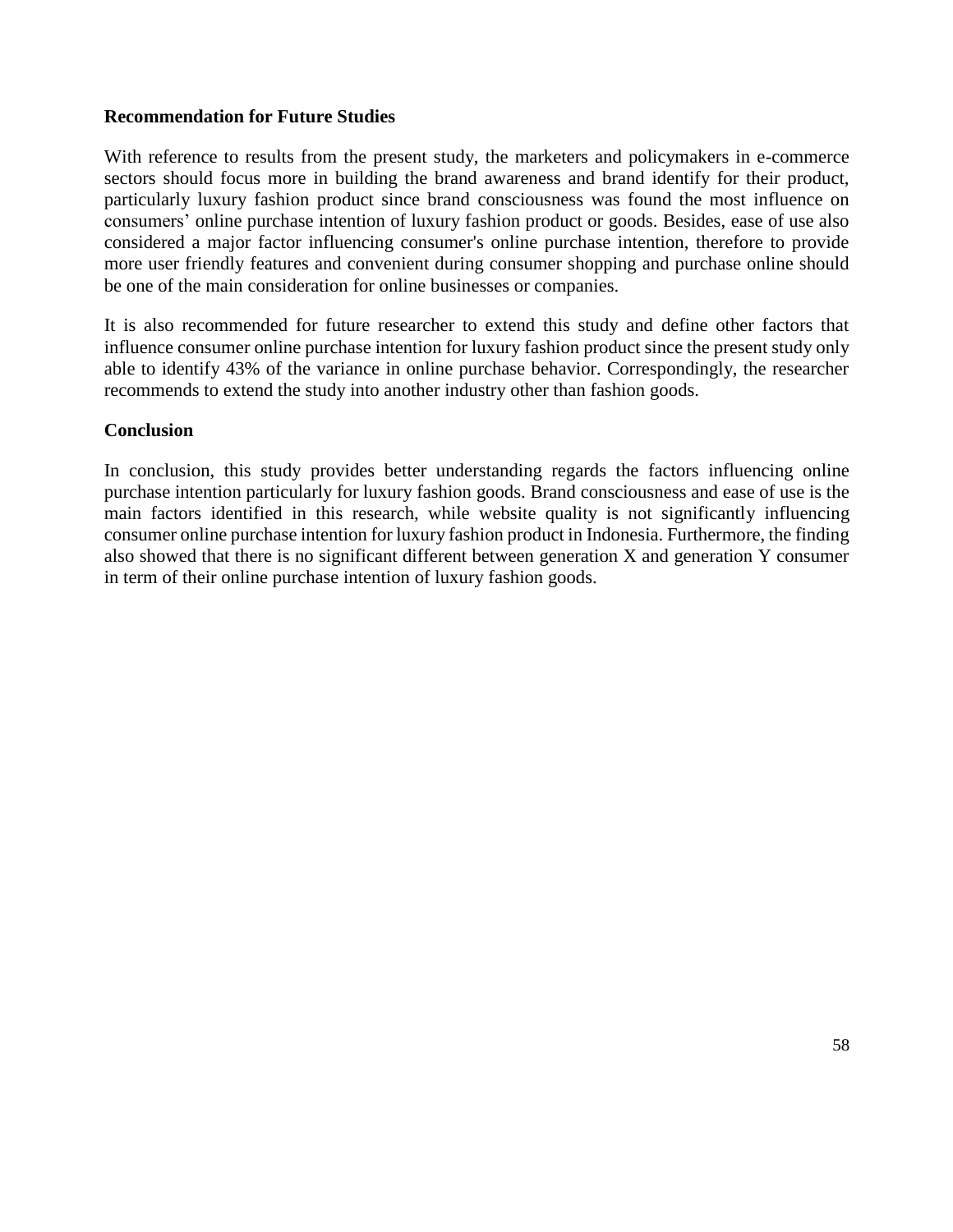**Recommendation for Future Studies**

With reference to results from the present study, the marketers and policymakers in e-commerce sectors should focus more in building the brand awareness and brand identify for their product, particularly luxury fashion product since brand consciousness was found the most influence on consumers' online purchase intention of luxury fashion product or goods. Besides, ease of use also considered a major factor influencing consumer's online purchase intention, therefore to provide more user friendly features and convenient during consumer shopping and purchase online should be one of the main consideration for online businesses or companies.

It is also recommended for future researcher to extend this study and define other factors that influence consumer online purchase intention for luxury fashion product since the present study only able to identify 43% of the variance in online purchase behavior. Correspondingly, the researcher recommends to extend the study into another industry other than fashion goods.

**Conclusion**

In conclusion, this study provides better understanding regards the factors influencing online purchase intention particularly for luxury fashion goods. Brand consciousness and ease of use is the main factors identified in this research, while website quality is not significantly influencing consumer online purchase intention for luxury fashion product in Indonesia. Furthermore, the finding also showed that there is no significant different between generation X and generation Y consumer in term of their online purchase intention of luxury fashion goods.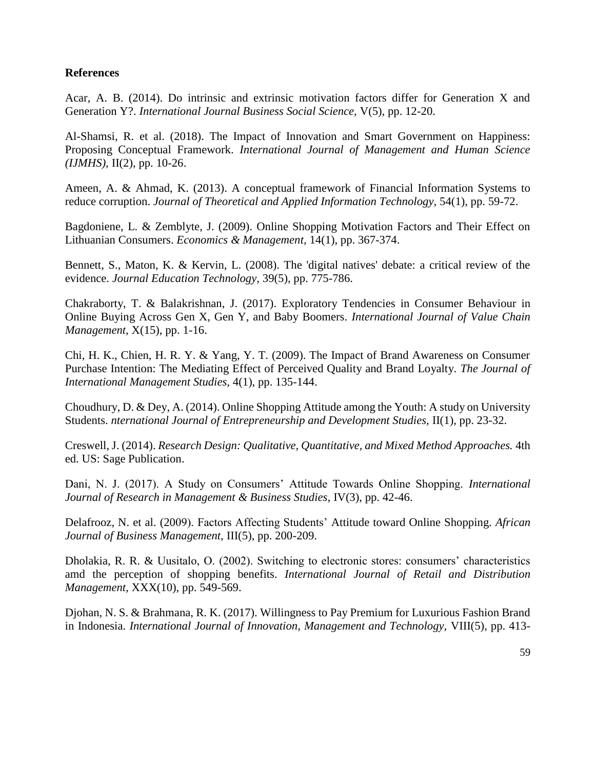## References

Acar, A. B. (2014). Do intrinsic and extrinsic motivation factors differ for Generation X and Generation Y?. *International Journal Business Social Science,* V(5), pp. 12-20.

Al-Shamsi, R. et al. (2018). The Impact of Innovation and Smart Government on Happiness: Proposing Conceptual Framework. *International Journal of Management and Human Science (IJMHS),* II(2), pp. 10-26.

Ameen, A. & Ahmad, K. (2013). A conceptual framework of Financial Information Systems to reduce corruption. *Journal of Theoretical and Applied Information Technology,* 54(1), pp. 59-72.

Bagdoniene, L. & Zemblyte, J. (2009). Online Shopping Motivation Factors and Their Effect on Lithuanian Consumers. *Economics & Management,* 14(1), pp. 367-374.

Bennett, S., Maton, K. & Kervin, L. (2008). The 'digital natives' debate: a critical review of the evidence. *Journal Education Technology,* 39(5), pp. 775-786.

Chakraborty, T. & Balakrishnan, J. (2017). Exploratory Tendencies in Consumer Behaviour in Online Buying Across Gen X, Gen Y, and Baby Boomers. *International Journal of Value Chain Management,* X(15), pp. 1-16.

Chi, H. K., Chien, H. R. Y. & Yang, Y. T. (2009). The Impact of Brand Awareness on Consumer Purchase Intention: The Mediating Effect of Perceived Quality and Brand Loyalty. *The Journal of International Management Studies,* 4(1), pp. 135-144.

Choudhury, D. & Dey, A. (2014). Online Shopping Attitude among the Youth: A study on University Students. *nternational Journal of Entrepreneurship and Development Studies,* II(1), pp. 23-32.

Creswell, J. (2014). *Research Design: Qualitative, Quantitative, and Mixed Method Approaches.* 4th ed. US: Sage Publication.

Dani, N. J. (2017). A Study on Consumers' Attitude Towards Online Shopping. *International Journal of Research in Management & Business Studies,* IV(3), pp. 42-46.

Delafrooz, N. et al. (2009). Factors Affecting Students' Attitude toward Online Shopping. *African Journal of Business Management,* III(5), pp. 200-209.

Dholakia, R. R. & Uusitalo, O. (2002). Switching to electronic stores: consumers' characteristics amd the perception of shopping benefits. *International Journal of Retail and Distribution Management,* XXX(10), pp. 549-569.

Djohan, N. S. & Brahmana, R. K. (2017). Willingness to Pay Premium for Luxurious Fashion Brand in Indonesia. *International Journal of Innovation, Management and Technology,* VIII(5), pp. 413-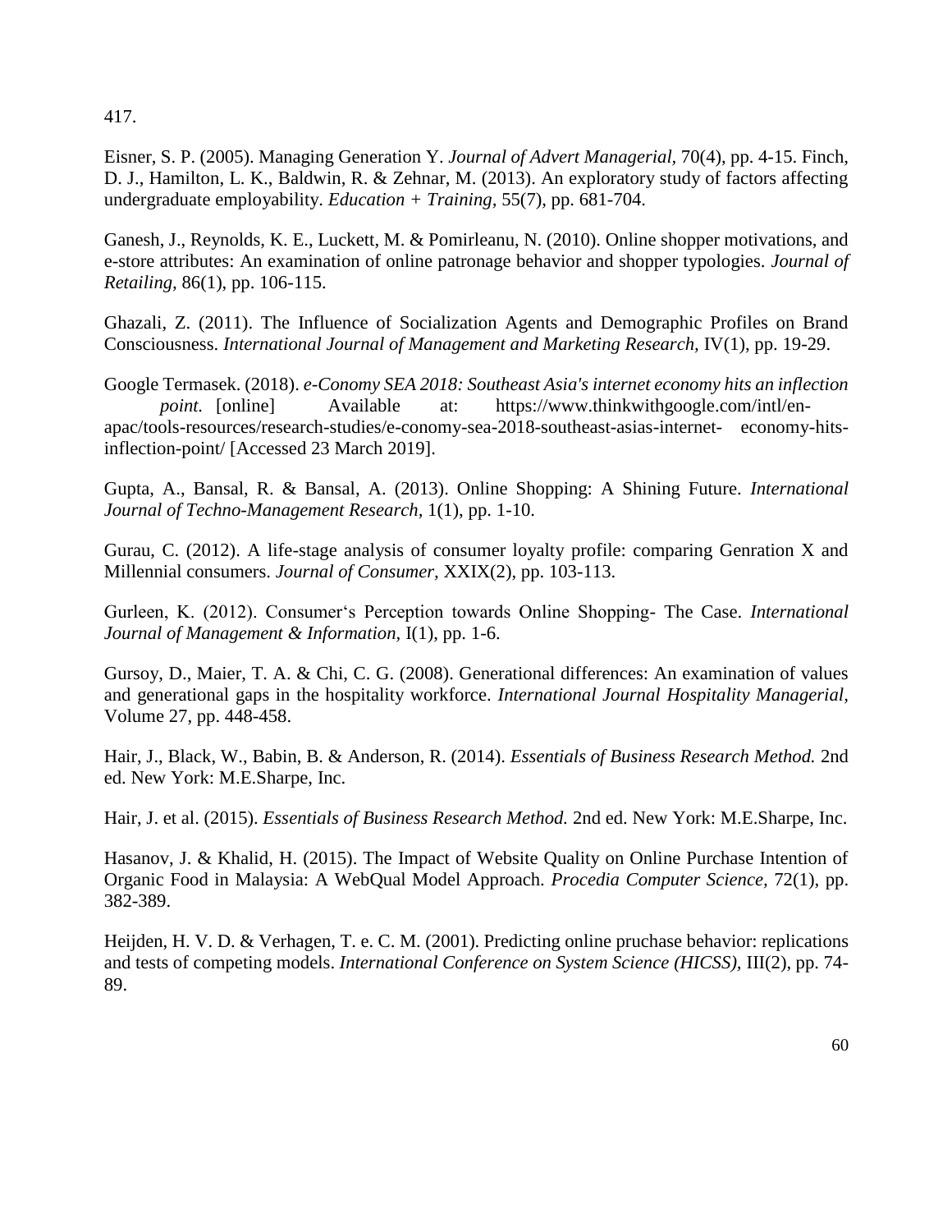417.

Eisner, S. P. (2005). Managing Generation Y. *Journal of Advert Managerial,* 70(4), pp. 4-15. Finch, D. J., Hamilton, L. K., Baldwin, R. & Zehnar, M. (2013). An exploratory study of factors affecting undergraduate employability. *Education + Training,* 55(7), pp. 681-704.

Ganesh, J., Reynolds, K. E., Luckett, M. & Pomirleanu, N. (2010). Online shopper motivations, and e-store attributes: An examination of online patronage behavior and shopper typologies. *Journal of Retailing,* 86(1), pp. 106-115.

Ghazali, Z. (2011). The Influence of Socialization Agents and Demographic Profiles on Brand Consciousness. *International Journal of Management and Marketing Research,* IV(1), pp. 19-29.

Google Termasek. (2018). *e-Conomy SEA 2018: Southeast Asia's internet economy hits an inflection point.* [online] Available at: https://www.thinkwithgoogle.com/intl/en-apac/tools-resources/research-studies/e-conomy-sea-2018-southeast-asias-internet- economy-hits-inflection-point/ [Accessed 23 March 2019].

Gupta, A., Bansal, R. & Bansal, A. (2013). Online Shopping: A Shining Future. *International Journal of Techno-Management Research,* 1(1), pp. 1-10.

Gurau, C. (2012). A life-stage analysis of consumer loyalty profile: comparing Genration X and Millennial consumers. *Journal of Consumer,* XXIX(2), pp. 103-113.

Gurleen, K. (2012). Consumer‘s Perception towards Online Shopping- The Case. *International Journal of Management & Information,* I(1), pp. 1-6.

Gursoy, D., Maier, T. A. & Chi, C. G. (2008). Generational differences: An examination of values and generational gaps in the hospitality workforce. *International Journal Hospitality Managerial,* Volume 27, pp. 448-458.

Hair, J., Black, W., Babin, B. & Anderson, R. (2014). *Essentials of Business Research Method.* 2nd ed. New York: M.E.Sharpe, Inc.

Hair, J. et al. (2015). *Essentials of Business Research Method.* 2nd ed. New York: M.E.Sharpe, Inc.

Hasanov, J. & Khalid, H. (2015). The Impact of Website Quality on Online Purchase Intention of Organic Food in Malaysia: A WebQual Model Approach. *Procedia Computer Science,* 72(1), pp. 382-389.

Heijden, H. V. D. & Verhagen, T. e. C. M. (2001). Predicting online pruchase behavior: replications and tests of competing models. *International Conference on System Science (HICSS),* III(2), pp. 74-89.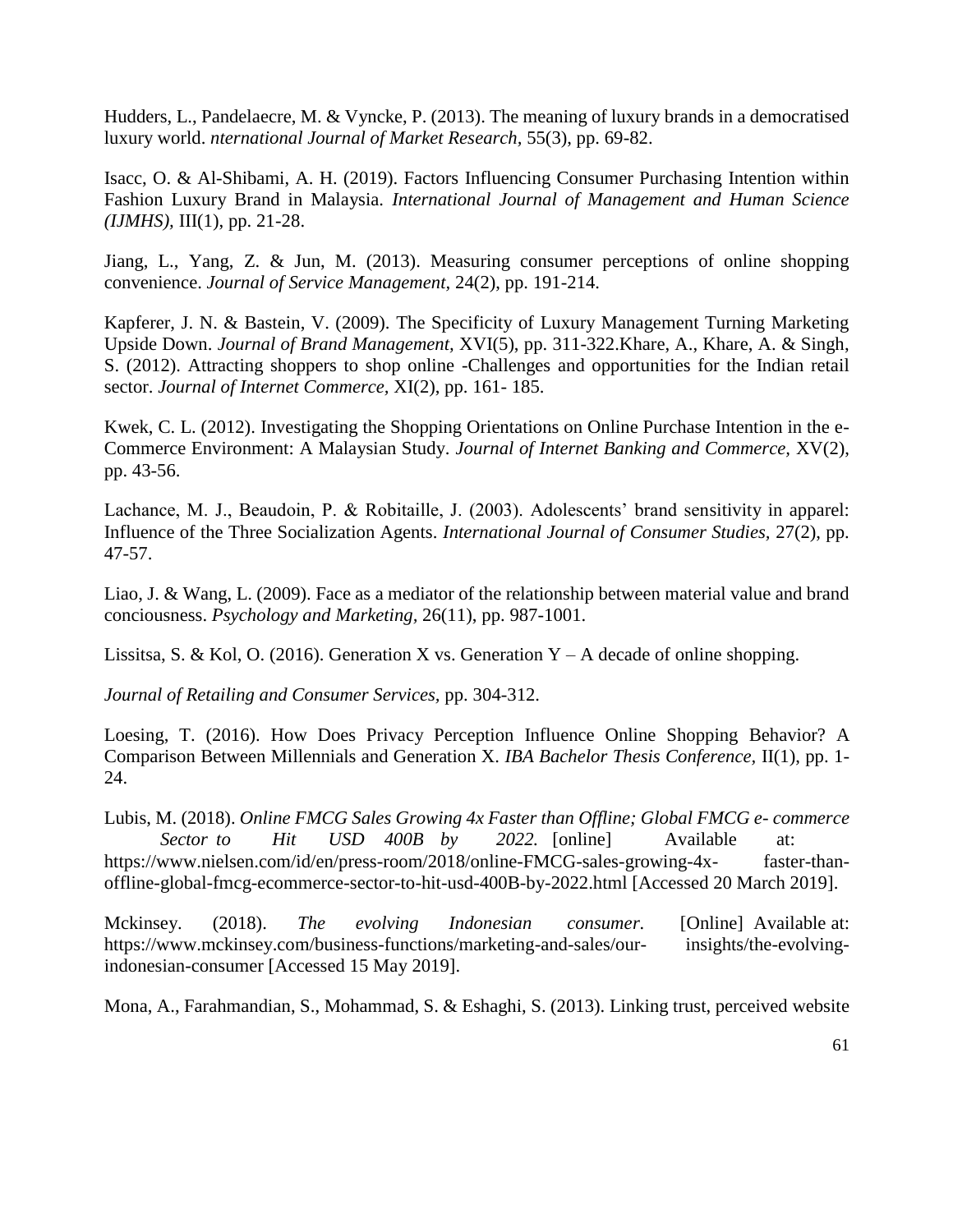Hudders, L., Pandelaecre, M. & Vyncke, P. (2013). The meaning of luxury brands in a democratised luxury world. *nternational Journal of Market Research*, 55(3), pp. 69-82.

Isacc, O. & Al-Shibami, A. H. (2019). Factors Influencing Consumer Purchasing Intention within Fashion Luxury Brand in Malaysia. *International Journal of Management and Human Science (IJMHS)*, III(1), pp. 21-28.

Jiang, L., Yang, Z. & Jun, M. (2013). Measuring consumer perceptions of online shopping convenience. *Journal of Service Management*, 24(2), pp. 191-214.

Kapferer, J. N. & Bastein, V. (2009). The Specificity of Luxury Management Turning Marketing Upside Down. *Journal of Brand Management,* XVI(5), pp. 311-322.Khare, A., Khare, A. & Singh, S. (2012). Attracting shoppers to shop online -Challenges and opportunities for the Indian retail sector. *Journal of Internet Commerce,* XI(2), pp. 161- 185.

Kwek, C. L. (2012). Investigating the Shopping Orientations on Online Purchase Intention in the e-Commerce Environment: A Malaysian Study. *Journal of Internet Banking and Commerce,* XV(2), pp. 43-56.

Lachance, M. J., Beaudoin, P. & Robitaille, J. (2003). Adolescents' brand sensitivity in apparel: Influence of the Three Socialization Agents. *International Journal of Consumer Studies,* 27(2), pp. 47-57.

Liao, J. & Wang, L. (2009). Face as a mediator of the relationship between material value and brand conciousness. *Psychology and Marketing,* 26(11), pp. 987-1001.

Lissitsa, S. & Kol, O. (2016). Generation X vs. Generation Y – A decade of online shopping.

*Journal of Retailing and Consumer Services,* pp. 304-312.

Loesing, T. (2016). How Does Privacy Perception Influence Online Shopping Behavior? A Comparison Between Millennials and Generation X. *IBA Bachelor Thesis Conference,* II(1), pp. 1-24.

Lubis, M. (2018). *Online FMCG Sales Growing 4x Faster than Offline; Global FMCG e- commerce Sector to Hit USD 400B by 2022.* [online] Available at: https://www.nielsen.com/id/en/press-room/2018/online-FMCG-sales-growing-4x- faster-than-offline-global-fmcg-ecommerce-sector-to-hit-usd-400B-by-2022.html [Accessed 20 March 2019].

Mckinsey. (2018). *The evolving Indonesian consumer.* [Online] Available at: https://www.mckinsey.com/business-functions/marketing-and-sales/our- insights/the-evolving-indonesian-consumer [Accessed 15 May 2019].

Mona, A., Farahmandian, S., Mohammad, S. & Eshaghi, S. (2013). Linking trust, perceived website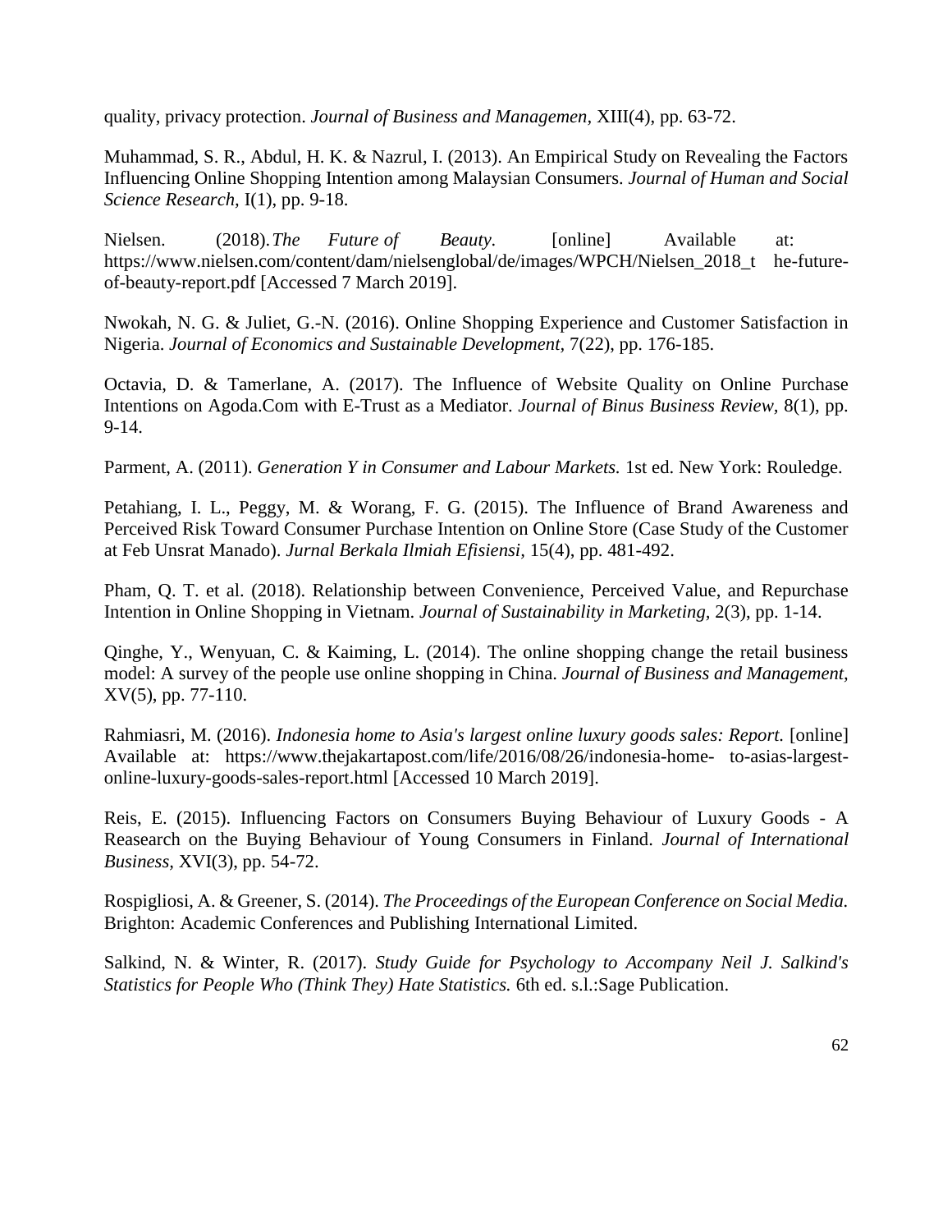quality, privacy protection. *Journal of Business and Managemen*, XIII(4), pp. 63-72.

Muhammad, S. R., Abdul, H. K. & Nazrul, I. (2013). An Empirical Study on Revealing the Factors Influencing Online Shopping Intention among Malaysian Consumers. *Journal of Human and Social Science Research,* I(1), pp. 9-18.

Nielsen. (2018). *The Future of Beauty.* [online] Available at: https://www.nielsen.com/content/dam/nielsenglobal/de/images/WPCH/Nielsen_2018_t he-future-of-beauty-report.pdf [Accessed 7 March 2019].

Nwokah, N. G. & Juliet, G.-N. (2016). Online Shopping Experience and Customer Satisfaction in Nigeria. *Journal of Economics and Sustainable Development,* 7(22), pp. 176-185.

Octavia, D. & Tamerlane, A. (2017). The Influence of Website Quality on Online Purchase Intentions on Agoda.Com with E-Trust as a Mediator. *Journal of Binus Business Review,* 8(1), pp. 9-14.

Parment, A. (2011). *Generation Y in Consumer and Labour Markets.* 1st ed. New York: Rouledge.

Petahiang, I. L., Peggy, M. & Worang, F. G. (2015). The Influence of Brand Awareness and Perceived Risk Toward Consumer Purchase Intention on Online Store (Case Study of the Customer at Feb Unsrat Manado). *Jurnal Berkala Ilmiah Efisiensi,* 15(4), pp. 481-492.

Pham, Q. T. et al. (2018). Relationship between Convenience, Perceived Value, and Repurchase Intention in Online Shopping in Vietnam. *Journal of Sustainability in Marketing,* 2(3), pp. 1-14.

Qinghe, Y., Wenyuan, C. & Kaiming, L. (2014). The online shopping change the retail business model: A survey of the people use online shopping in China. *Journal of Business and Management,* XV(5), pp. 77-110.

Rahmiasri, M. (2016). *Indonesia home to Asia's largest online luxury goods sales: Report.* [online] Available at: https://www.thejakartapost.com/life/2016/08/26/indonesia-home- to-asias-largest-online-luxury-goods-sales-report.html [Accessed 10 March 2019].

Reis, E. (2015). Influencing Factors on Consumers Buying Behaviour of Luxury Goods - A Reasearch on the Buying Behaviour of Young Consumers in Finland. *Journal of International Business,* XVI(3), pp. 54-72.

Rospigliosi, A. & Greener, S. (2014). *The Proceedings of the European Conference on Social Media.* Brighton: Academic Conferences and Publishing International Limited.

Salkind, N. & Winter, R. (2017). *Study Guide for Psychology to Accompany Neil J. Salkind's Statistics for People Who (Think They) Hate Statistics.* 6th ed. s.l.:Sage Publication.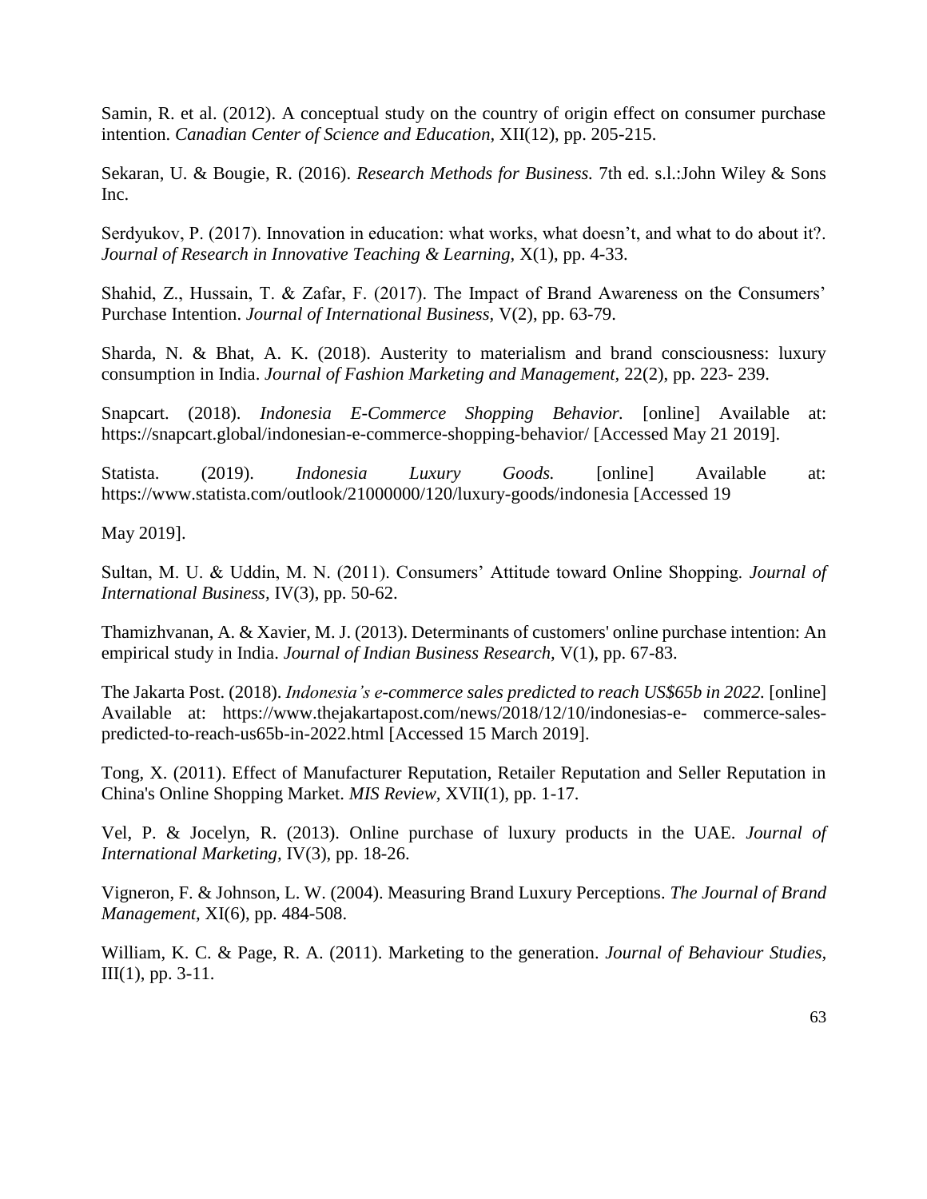Samin, R. et al. (2012). A conceptual study on the country of origin effect on consumer purchase intention. *Canadian Center of Science and Education,* XII(12), pp. 205-215.

Sekaran, U. & Bougie, R. (2016). *Research Methods for Business.* 7th ed. s.l.:John Wiley & Sons Inc.

Serdyukov, P. (2017). Innovation in education: what works, what doesn't, and what to do about it?. *Journal of Research in Innovative Teaching & Learning,* X(1), pp. 4-33.

Shahid, Z., Hussain, T. & Zafar, F. (2017). The Impact of Brand Awareness on the Consumers' Purchase Intention. *Journal of International Business,* V(2), pp. 63-79.

Sharda, N. & Bhat, A. K. (2018). Austerity to materialism and brand consciousness: luxury consumption in India. *Journal of Fashion Marketing and Management,* 22(2), pp. 223- 239.

Snapcart. (2018). *Indonesia E-Commerce Shopping Behavior.* [online] Available at: https://snapcart.global/indonesian-e-commerce-shopping-behavior/ [Accessed May 21 2019].

Statista. (2019). *Indonesia Luxury Goods.* [online] Available at: https://www.statista.com/outlook/21000000/120/luxury-goods/indonesia [Accessed 19 May 2019].

Sultan, M. U. & Uddin, M. N. (2011). Consumers' Attitude toward Online Shopping. *Journal of International Business,* IV(3), pp. 50-62.

Thamizhvanan, A. & Xavier, M. J. (2013). Determinants of customers' online purchase intention: An empirical study in India. *Journal of Indian Business Research,* V(1), pp. 67-83.

The Jakarta Post. (2018). *Indonesia's e-commerce sales predicted to reach US$65b in 2022.* [online] Available at: https://www.thejakartapost.com/news/2018/12/10/indonesias-e- commerce-sales-predicted-to-reach-us65b-in-2022.html [Accessed 15 March 2019].

Tong, X. (2011). Effect of Manufacturer Reputation, Retailer Reputation and Seller Reputation in China's Online Shopping Market. *MIS Review,* XVII(1), pp. 1-17.

Vel, P. & Jocelyn, R. (2013). Online purchase of luxury products in the UAE. *Journal of International Marketing,* IV(3), pp. 18-26.

Vigneron, F. & Johnson, L. W. (2004). Measuring Brand Luxury Perceptions. *The Journal of Brand Management,* XI(6), pp. 484-508.

William, K. C. & Page, R. A. (2011). Marketing to the generation. *Journal of Behaviour Studies,* III(1), pp. 3-11.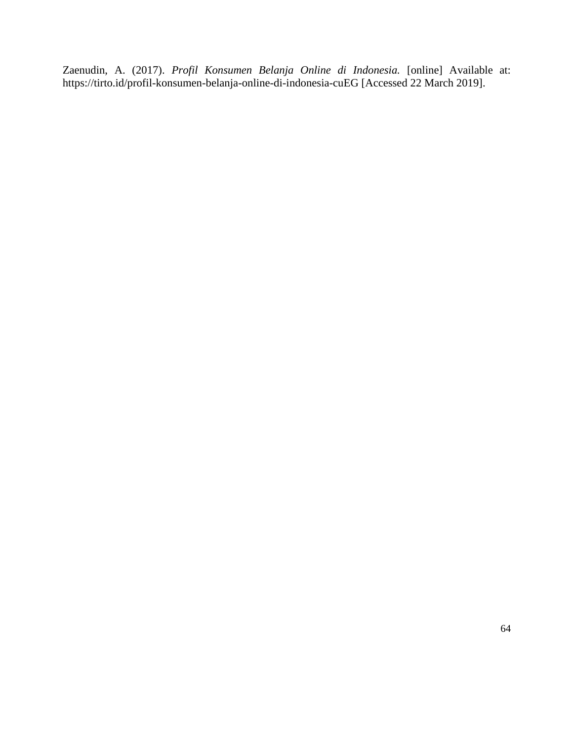Zaenudin, A. (2017). *Profil Konsumen Belanja Online di Indonesia.* [online] Available at: https://tirto.id/profil-konsumen-belanja-online-di-indonesia-cuEG [Accessed 22 March 2019].